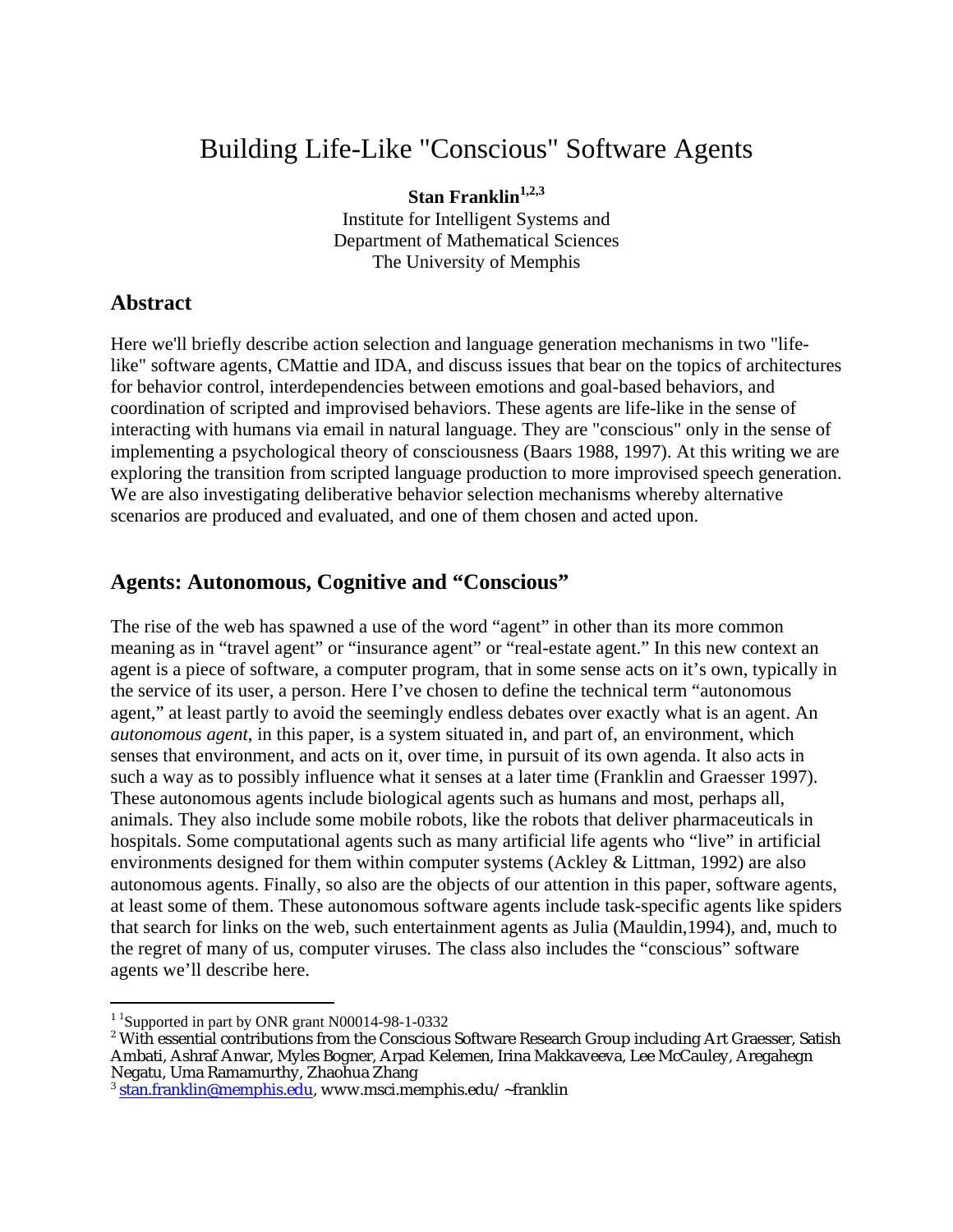# Building Life-Like "Conscious" Software Agents

**Stan Franklin**[1,2,3]
Institute for Intelligent Systems and
Department of Mathematical Sciences
The University of Memphis

## Abstract

Here we'll briefly describe action selection and language generation mechanisms in two "life-like" software agents, CMattie and IDA, and discuss issues that bear on the topics of architectures for behavior control, interdependencies between emotions and goal-based behaviors, and coordination of scripted and improvised behaviors. These agents are life-like in the sense of interacting with humans via email in natural language. They are "conscious" only in the sense of implementing a psychological theory of consciousness (Baars 1988, 1997). At this writing we are exploring the transition from scripted language production to more improvised speech generation. We are also investigating deliberative behavior selection mechanisms whereby alternative scenarios are produced and evaluated, and one of them chosen and acted upon.

## Agents: Autonomous, Cognitive and "Conscious"

The rise of the web has spawned a use of the word "agent" in other than its more common meaning as in "travel agent" or "insurance agent" or "real-estate agent." In this new context an agent is a piece of software, a computer program, that in some sense acts on it's own, typically in the service of its user, a person. Here I've chosen to define the technical term "autonomous agent," at least partly to avoid the seemingly endless debates over exactly what is an agent. An *autonomous agent*, in this paper, is a system situated in, and part of, an environment, which senses that environment, and acts on it, over time, in pursuit of its own agenda. It also acts in such a way as to possibly influence what it senses at a later time (Franklin and Graesser 1997). These autonomous agents include biological agents such as humans and most, perhaps all, animals. They also include some mobile robots, like the robots that deliver pharmaceuticals in hospitals. Some computational agents such as many artificial life agents who "live" in artificial environments designed for them within computer systems (Ackley & Littman, 1992) are also autonomous agents. Finally, so also are the objects of our attention in this paper, software agents, at least some of them. These autonomous software agents include task-specific agents like spiders that search for links on the web, such entertainment agents as Julia (Mauldin,1994), and, much to the regret of many of us, computer viruses. The class also includes the "conscious" software agents we'll describe here.

---

[1] [1]Supported in part by ONR grant N00014-98-1-0332

[2] With essential contributions from the Conscious Software Research Group including Art Graesser, Satish Ambati, Ashraf Anwar, Myles Bogner, Arpad Kelemen, Irina Makkaveeva, Lee McCauley, Aregahegn Negatu, Uma Ramamurthy, Zhaohua Zhang

[3] stan.franklin@memphis.edu, www.msci.memphis.edu/~franklin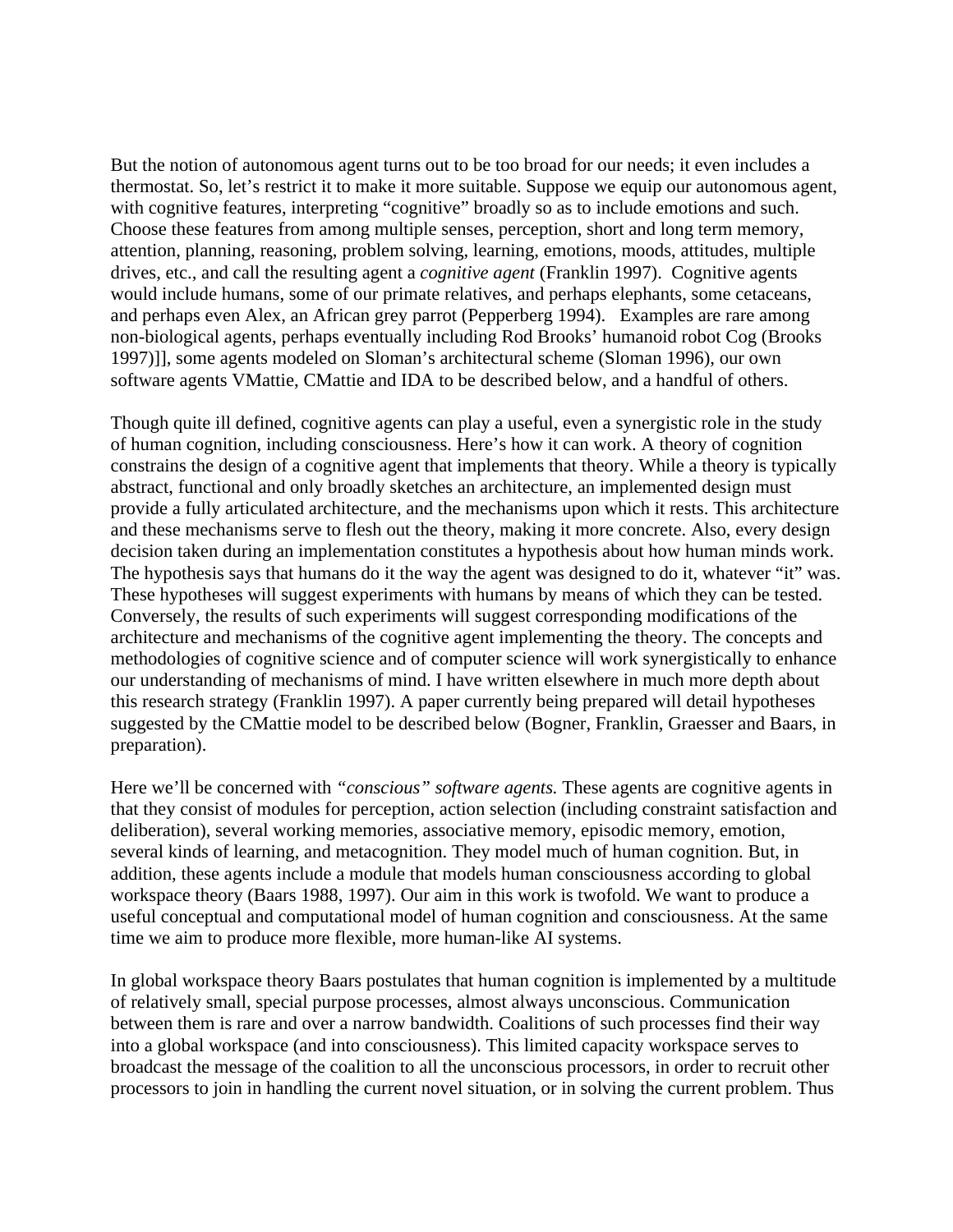But the notion of autonomous agent turns out to be too broad for our needs; it even includes a thermostat. So, let's restrict it to make it more suitable. Suppose we equip our autonomous agent, with cognitive features, interpreting "cognitive" broadly so as to include emotions and such. Choose these features from among multiple senses, perception, short and long term memory, attention, planning, reasoning, problem solving, learning, emotions, moods, attitudes, multiple drives, etc., and call the resulting agent a *cognitive agent* (Franklin 1997). Cognitive agents would include humans, some of our primate relatives, and perhaps elephants, some cetaceans, and perhaps even Alex, an African grey parrot (Pepperberg 1994). Examples are rare among non-biological agents, perhaps eventually including Rod Brooks' humanoid robot Cog (Brooks 1997)]], some agents modeled on Sloman's architectural scheme (Sloman 1996), our own software agents VMattie, CMattie and IDA to be described below, and a handful of others.

Though quite ill defined, cognitive agents can play a useful, even a synergistic role in the study of human cognition, including consciousness. Here's how it can work. A theory of cognition constrains the design of a cognitive agent that implements that theory. While a theory is typically abstract, functional and only broadly sketches an architecture, an implemented design must provide a fully articulated architecture, and the mechanisms upon which it rests. This architecture and these mechanisms serve to flesh out the theory, making it more concrete. Also, every design decision taken during an implementation constitutes a hypothesis about how human minds work. The hypothesis says that humans do it the way the agent was designed to do it, whatever "it" was. These hypotheses will suggest experiments with humans by means of which they can be tested. Conversely, the results of such experiments will suggest corresponding modifications of the architecture and mechanisms of the cognitive agent implementing the theory. The concepts and methodologies of cognitive science and of computer science will work synergistically to enhance our understanding of mechanisms of mind. I have written elsewhere in much more depth about this research strategy (Franklin 1997). A paper currently being prepared will detail hypotheses suggested by the CMattie model to be described below (Bogner, Franklin, Graesser and Baars, in preparation).

Here we'll be concerned with *"conscious" software agents.* These agents are cognitive agents in that they consist of modules for perception, action selection (including constraint satisfaction and deliberation), several working memories, associative memory, episodic memory, emotion, several kinds of learning, and metacognition. They model much of human cognition. But, in addition, these agents include a module that models human consciousness according to global workspace theory (Baars 1988, 1997). Our aim in this work is twofold. We want to produce a useful conceptual and computational model of human cognition and consciousness. At the same time we aim to produce more flexible, more human-like AI systems.

In global workspace theory Baars postulates that human cognition is implemented by a multitude of relatively small, special purpose processes, almost always unconscious. Communication between them is rare and over a narrow bandwidth. Coalitions of such processes find their way into a global workspace (and into consciousness). This limited capacity workspace serves to broadcast the message of the coalition to all the unconscious processors, in order to recruit other processors to join in handling the current novel situation, or in solving the current problem. Thus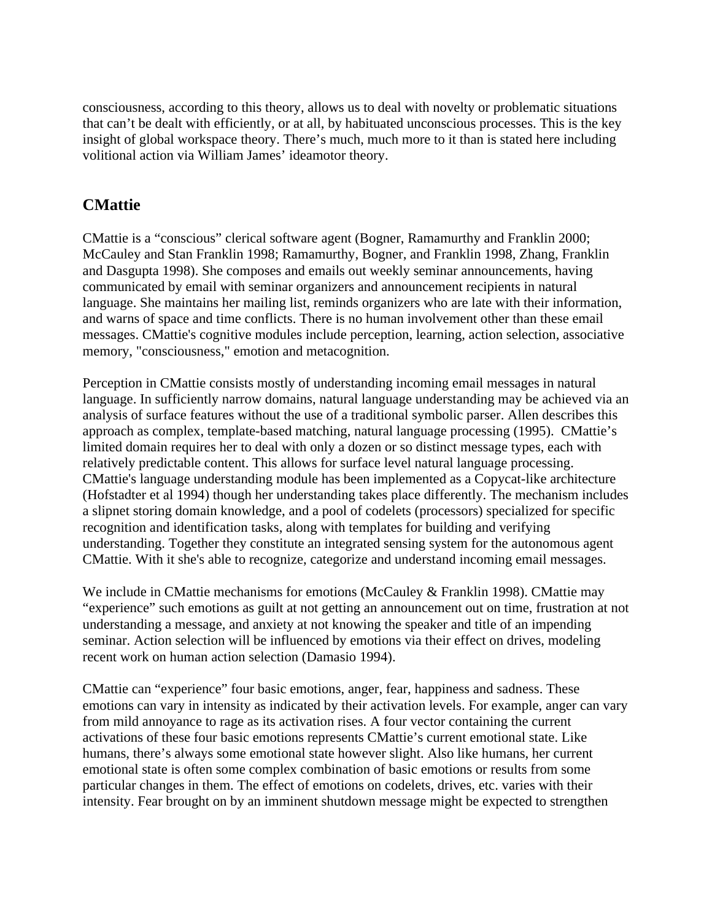consciousness, according to this theory, allows us to deal with novelty or problematic situations that can't be dealt with efficiently, or at all, by habituated unconscious processes. This is the key insight of global workspace theory. There's much, much more to it than is stated here including volitional action via William James' ideamotor theory.

## CMattie

CMattie is a "conscious" clerical software agent (Bogner, Ramamurthy and Franklin 2000; McCauley and Stan Franklin 1998; Ramamurthy, Bogner, and Franklin 1998, Zhang, Franklin and Dasgupta 1998). She composes and emails out weekly seminar announcements, having communicated by email with seminar organizers and announcement recipients in natural language. She maintains her mailing list, reminds organizers who are late with their information, and warns of space and time conflicts. There is no human involvement other than these email messages. CMattie's cognitive modules include perception, learning, action selection, associative memory, "consciousness," emotion and metacognition.

Perception in CMattie consists mostly of understanding incoming email messages in natural language. In sufficiently narrow domains, natural language understanding may be achieved via an analysis of surface features without the use of a traditional symbolic parser. Allen describes this approach as complex, template-based matching, natural language processing (1995). CMattie's limited domain requires her to deal with only a dozen or so distinct message types, each with relatively predictable content. This allows for surface level natural language processing. CMattie's language understanding module has been implemented as a Copycat-like architecture (Hofstadter et al 1994) though her understanding takes place differently. The mechanism includes a slipnet storing domain knowledge, and a pool of codelets (processors) specialized for specific recognition and identification tasks, along with templates for building and verifying understanding. Together they constitute an integrated sensing system for the autonomous agent CMattie. With it she's able to recognize, categorize and understand incoming email messages.

We include in CMattie mechanisms for emotions (McCauley & Franklin 1998). CMattie may "experience" such emotions as guilt at not getting an announcement out on time, frustration at not understanding a message, and anxiety at not knowing the speaker and title of an impending seminar. Action selection will be influenced by emotions via their effect on drives, modeling recent work on human action selection (Damasio 1994).

CMattie can "experience" four basic emotions, anger, fear, happiness and sadness. These emotions can vary in intensity as indicated by their activation levels. For example, anger can vary from mild annoyance to rage as its activation rises. A four vector containing the current activations of these four basic emotions represents CMattie's current emotional state. Like humans, there's always some emotional state however slight. Also like humans, her current emotional state is often some complex combination of basic emotions or results from some particular changes in them. The effect of emotions on codelets, drives, etc. varies with their intensity. Fear brought on by an imminent shutdown message might be expected to strengthen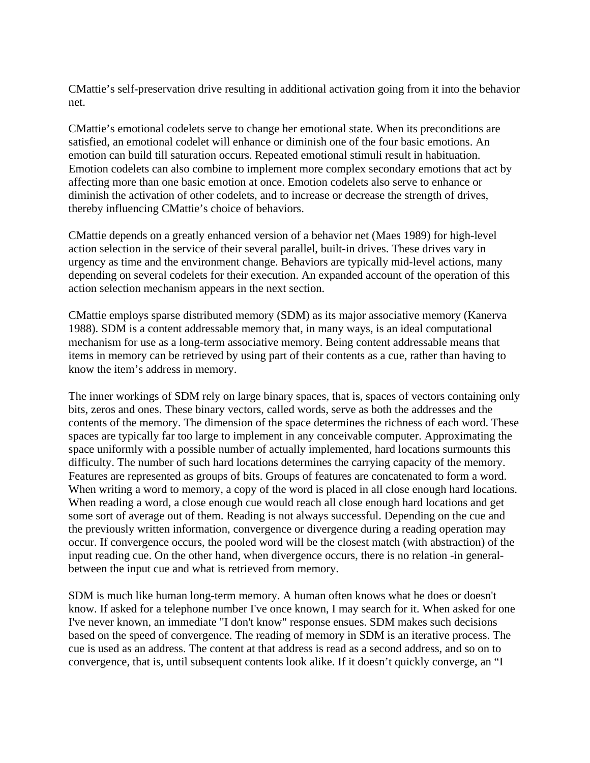CMattie's self-preservation drive resulting in additional activation going from it into the behavior net.

CMattie's emotional codelets serve to change her emotional state. When its preconditions are satisfied, an emotional codelet will enhance or diminish one of the four basic emotions. An emotion can build till saturation occurs. Repeated emotional stimuli result in habituation. Emotion codelets can also combine to implement more complex secondary emotions that act by affecting more than one basic emotion at once. Emotion codelets also serve to enhance or diminish the activation of other codelets, and to increase or decrease the strength of drives, thereby influencing CMattie's choice of behaviors.

CMattie depends on a greatly enhanced version of a behavior net (Maes 1989) for high-level action selection in the service of their several parallel, built-in drives. These drives vary in urgency as time and the environment change. Behaviors are typically mid-level actions, many depending on several codelets for their execution. An expanded account of the operation of this action selection mechanism appears in the next section.

CMattie employs sparse distributed memory (SDM) as its major associative memory (Kanerva 1988). SDM is a content addressable memory that, in many ways, is an ideal computational mechanism for use as a long-term associative memory. Being content addressable means that items in memory can be retrieved by using part of their contents as a cue, rather than having to know the item's address in memory.

The inner workings of SDM rely on large binary spaces, that is, spaces of vectors containing only bits, zeros and ones. These binary vectors, called words, serve as both the addresses and the contents of the memory. The dimension of the space determines the richness of each word. These spaces are typically far too large to implement in any conceivable computer. Approximating the space uniformly with a possible number of actually implemented, hard locations surmounts this difficulty. The number of such hard locations determines the carrying capacity of the memory. Features are represented as groups of bits. Groups of features are concatenated to form a word. When writing a word to memory, a copy of the word is placed in all close enough hard locations. When reading a word, a close enough cue would reach all close enough hard locations and get some sort of average out of them. Reading is not always successful. Depending on the cue and the previously written information, convergence or divergence during a reading operation may occur. If convergence occurs, the pooled word will be the closest match (with abstraction) of the input reading cue. On the other hand, when divergence occurs, there is no relation -in general- between the input cue and what is retrieved from memory.

SDM is much like human long-term memory. A human often knows what he does or doesn't know. If asked for a telephone number I've once known, I may search for it. When asked for one I've never known, an immediate "I don't know" response ensues. SDM makes such decisions based on the speed of convergence. The reading of memory in SDM is an iterative process. The cue is used as an address. The content at that address is read as a second address, and so on to convergence, that is, until subsequent contents look alike. If it doesn't quickly converge, an "I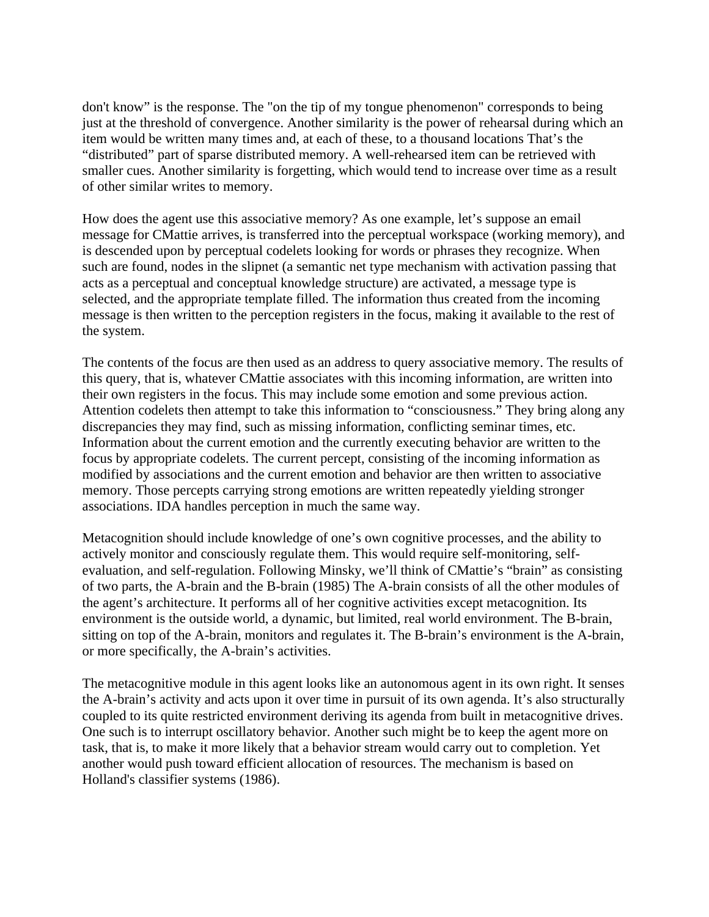don't know" is the response. The "on the tip of my tongue phenomenon" corresponds to being just at the threshold of convergence. Another similarity is the power of rehearsal during which an item would be written many times and, at each of these, to a thousand locations That's the "distributed" part of sparse distributed memory. A well-rehearsed item can be retrieved with smaller cues. Another similarity is forgetting, which would tend to increase over time as a result of other similar writes to memory.

How does the agent use this associative memory? As one example, let's suppose an email message for CMattie arrives, is transferred into the perceptual workspace (working memory), and is descended upon by perceptual codelets looking for words or phrases they recognize. When such are found, nodes in the slipnet (a semantic net type mechanism with activation passing that acts as a perceptual and conceptual knowledge structure) are activated, a message type is selected, and the appropriate template filled. The information thus created from the incoming message is then written to the perception registers in the focus, making it available to the rest of the system.

The contents of the focus are then used as an address to query associative memory. The results of this query, that is, whatever CMattie associates with this incoming information, are written into their own registers in the focus. This may include some emotion and some previous action. Attention codelets then attempt to take this information to "consciousness." They bring along any discrepancies they may find, such as missing information, conflicting seminar times, etc. Information about the current emotion and the currently executing behavior are written to the focus by appropriate codelets. The current percept, consisting of the incoming information as modified by associations and the current emotion and behavior are then written to associative memory. Those percepts carrying strong emotions are written repeatedly yielding stronger associations. IDA handles perception in much the same way.

Metacognition should include knowledge of one's own cognitive processes, and the ability to actively monitor and consciously regulate them. This would require self-monitoring, self-evaluation, and self-regulation. Following Minsky, we'll think of CMattie's "brain" as consisting of two parts, the A-brain and the B-brain (1985) The A-brain consists of all the other modules of the agent's architecture. It performs all of her cognitive activities except metacognition. Its environment is the outside world, a dynamic, but limited, real world environment. The B-brain, sitting on top of the A-brain, monitors and regulates it. The B-brain's environment is the A-brain, or more specifically, the A-brain's activities.

The metacognitive module in this agent looks like an autonomous agent in its own right. It senses the A-brain's activity and acts upon it over time in pursuit of its own agenda. It's also structurally coupled to its quite restricted environment deriving its agenda from built in metacognitive drives. One such is to interrupt oscillatory behavior. Another such might be to keep the agent more on task, that is, to make it more likely that a behavior stream would carry out to completion. Yet another would push toward efficient allocation of resources. The mechanism is based on Holland's classifier systems (1986).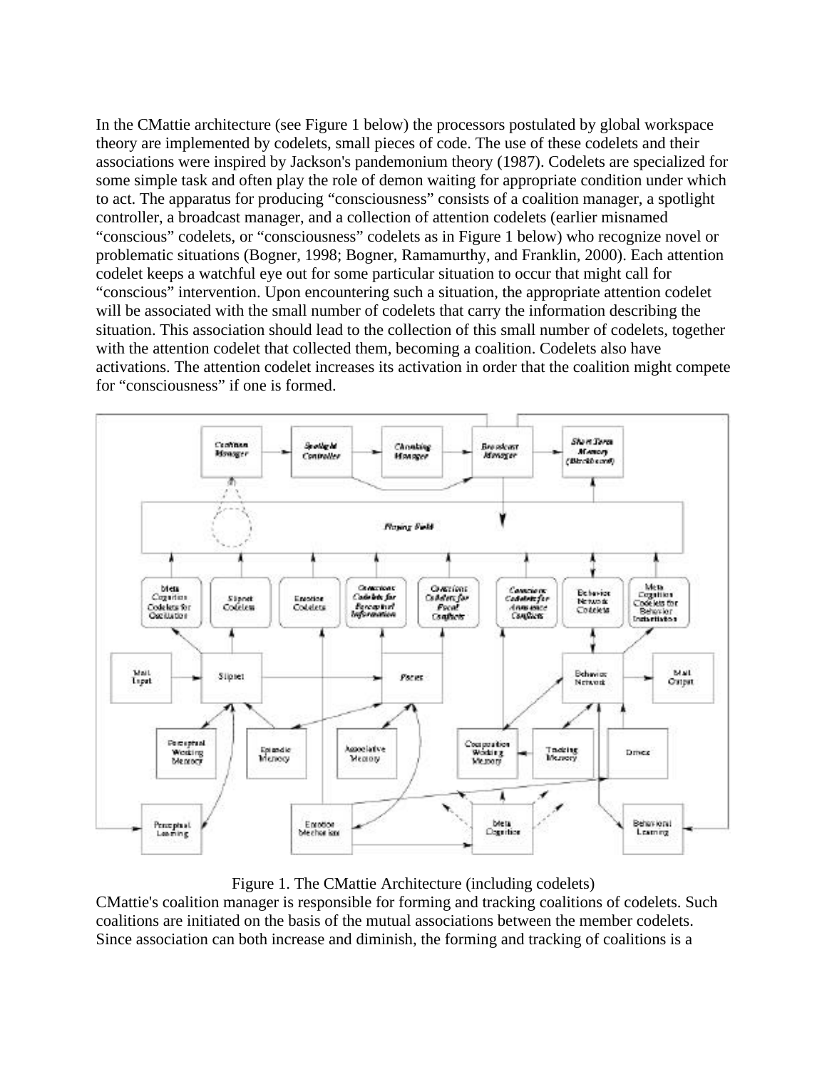In the CMattie architecture (see Figure 1 below) the processors postulated by global workspace theory are implemented by codelets, small pieces of code. The use of these codelets and their associations were inspired by Jackson's pandemonium theory (1987). Codelets are specialized for some simple task and often play the role of demon waiting for appropriate condition under which to act. The apparatus for producing "consciousness" consists of a coalition manager, a spotlight controller, a broadcast manager, and a collection of attention codelets (earlier misnamed "conscious" codelets, or "consciousness" codelets as in Figure 1 below) who recognize novel or problematic situations (Bogner, 1998; Bogner, Ramamurthy, and Franklin, 2000). Each attention codelet keeps a watchful eye out for some particular situation to occur that might call for "conscious" intervention. Upon encountering such a situation, the appropriate attention codelet will be associated with the small number of codelets that carry the information describing the situation. This association should lead to the collection of this small number of codelets, together with the attention codelet that collected them, becoming a coalition. Codelets also have activations. The attention codelet increases its activation in order that the coalition might compete for "consciousness" if one is formed.

Figure 1. The CMattie Architecture (including codelets)

CMattie's coalition manager is responsible for forming and tracking coalitions of codelets. Such coalitions are initiated on the basis of the mutual associations between the member codelets. Since association can both increase and diminish, the forming and tracking of coalitions is a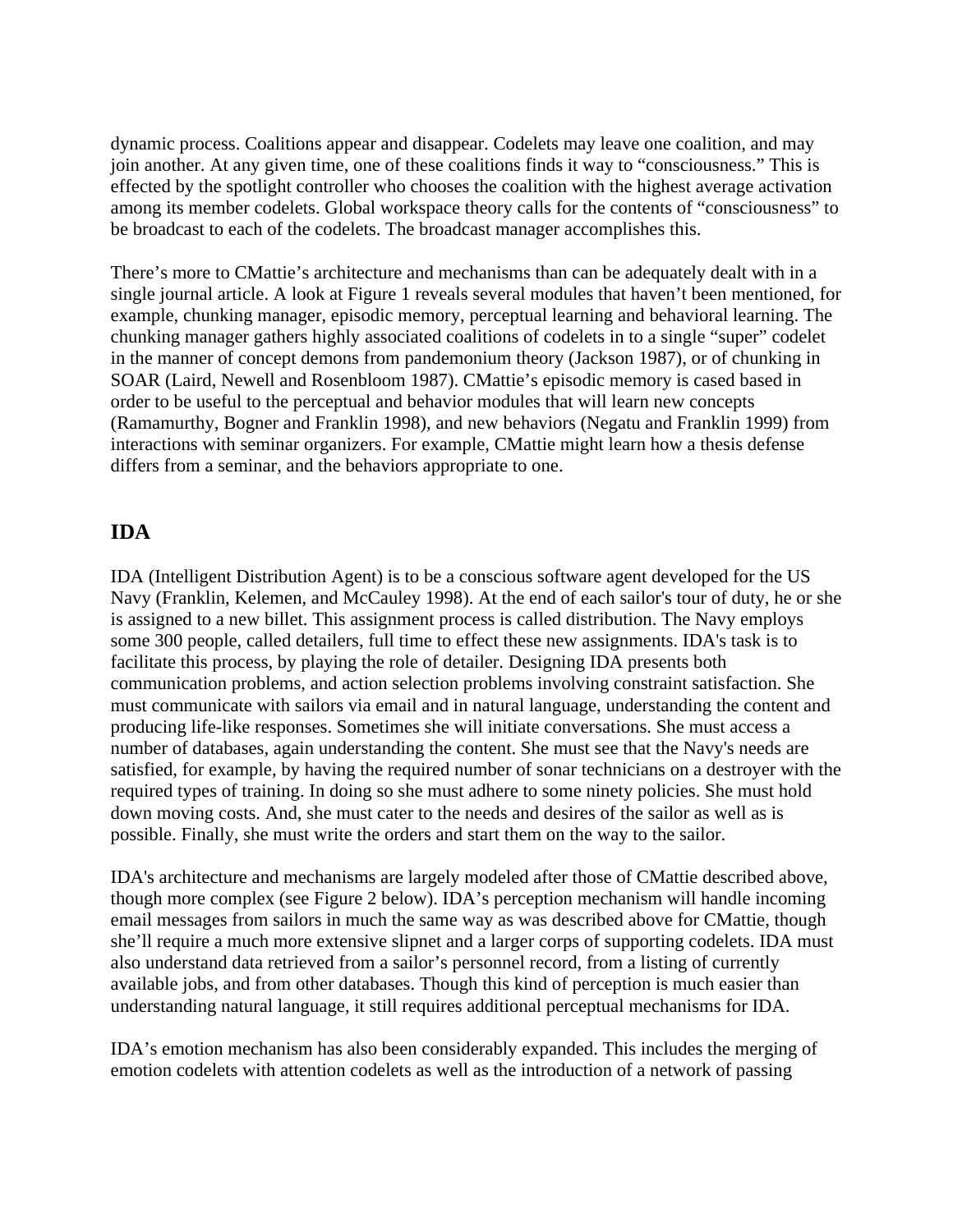dynamic process. Coalitions appear and disappear. Codelets may leave one coalition, and may join another. At any given time, one of these coalitions finds it way to “consciousness.” This is effected by the spotlight controller who chooses the coalition with the highest average activation among its member codelets. Global workspace theory calls for the contents of “consciousness” to be broadcast to each of the codelets. The broadcast manager accomplishes this.

There’s more to CMattie’s architecture and mechanisms than can be adequately dealt with in a single journal article. A look at Figure 1 reveals several modules that haven’t been mentioned, for example, chunking manager, episodic memory, perceptual learning and behavioral learning. The chunking manager gathers highly associated coalitions of codelets in to a single “super” codelet in the manner of concept demons from pandemonium theory (Jackson 1987), or of chunking in SOAR (Laird, Newell and Rosenbloom 1987). CMattie’s episodic memory is cased based in order to be useful to the perceptual and behavior modules that will learn new concepts (Ramamurthy, Bogner and Franklin 1998), and new behaviors (Negatu and Franklin 1999) from interactions with seminar organizers. For example, CMattie might learn how a thesis defense differs from a seminar, and the behaviors appropriate to one.

## IDA

IDA (Intelligent Distribution Agent) is to be a conscious software agent developed for the US Navy (Franklin, Kelemen, and McCauley 1998). At the end of each sailor's tour of duty, he or she is assigned to a new billet. This assignment process is called distribution. The Navy employs some 300 people, called detailers, full time to effect these new assignments. IDA's task is to facilitate this process, by playing the role of detailer. Designing IDA presents both communication problems, and action selection problems involving constraint satisfaction. She must communicate with sailors via email and in natural language, understanding the content and producing life-like responses. Sometimes she will initiate conversations. She must access a number of databases, again understanding the content. She must see that the Navy's needs are satisfied, for example, by having the required number of sonar technicians on a destroyer with the required types of training. In doing so she must adhere to some ninety policies. She must hold down moving costs. And, she must cater to the needs and desires of the sailor as well as is possible. Finally, she must write the orders and start them on the way to the sailor.

IDA's architecture and mechanisms are largely modeled after those of CMattie described above, though more complex (see Figure 2 below). IDA’s perception mechanism will handle incoming email messages from sailors in much the same way as was described above for CMattie, though she’ll require a much more extensive slipnet and a larger corps of supporting codelets. IDA must also understand data retrieved from a sailor’s personnel record, from a listing of currently available jobs, and from other databases. Though this kind of perception is much easier than understanding natural language, it still requires additional perceptual mechanisms for IDA.

IDA’s emotion mechanism has also been considerably expanded. This includes the merging of emotion codelets with attention codelets as well as the introduction of a network of passing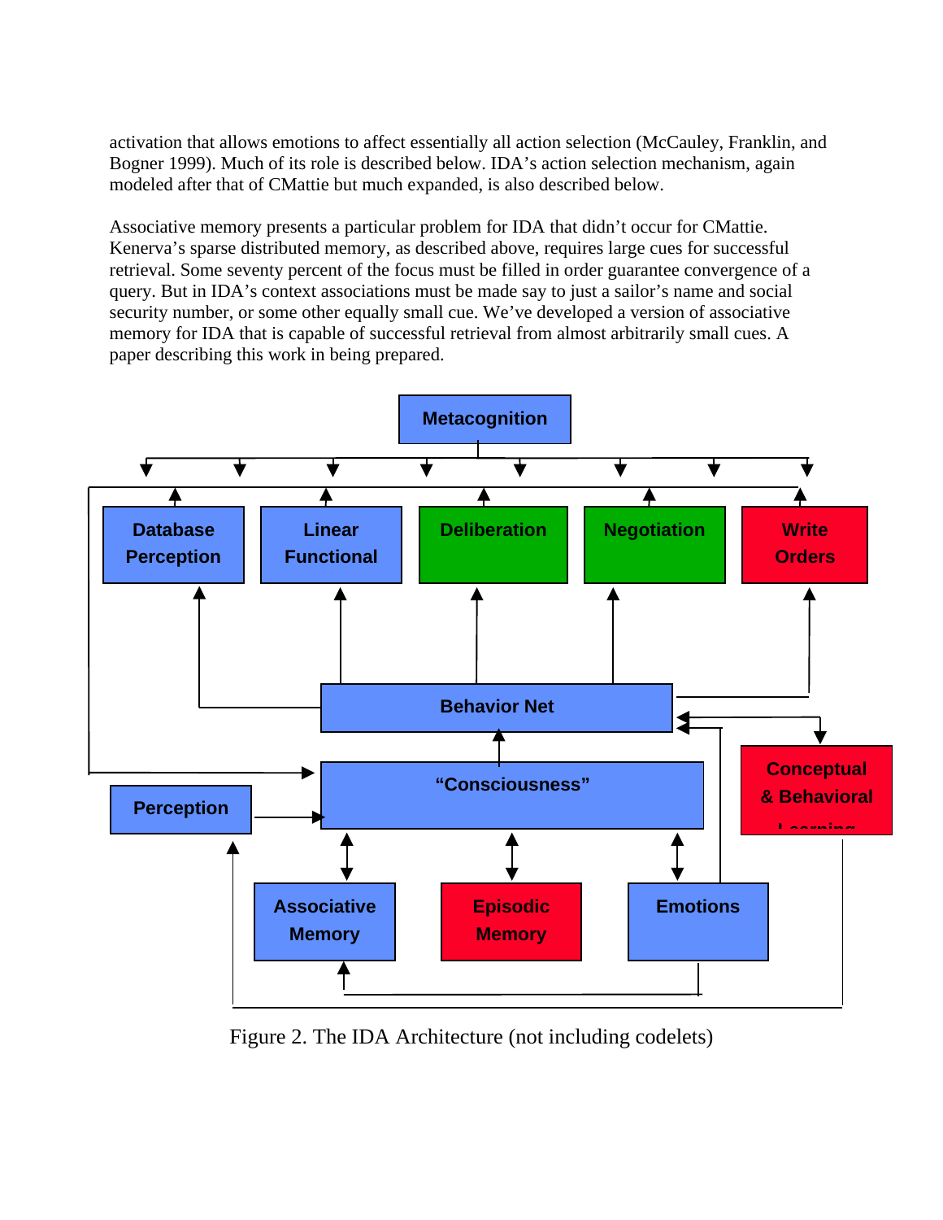activation that allows emotions to affect essentially all action selection (McCauley, Franklin, and Bogner 1999). Much of its role is described below. IDA's action selection mechanism, again modeled after that of CMattie but much expanded, is also described below.

Associative memory presents a particular problem for IDA that didn't occur for CMattie. Kenerva's sparse distributed memory, as described above, requires large cues for successful retrieval. Some seventy percent of the focus must be filled in order guarantee convergence of a query. But in IDA's context associations must be made say to just a sailor's name and social security number, or some other equally small cue. We've developed a version of associative memory for IDA that is capable of successful retrieval from almost arbitrarily small cues. A paper describing this work in being prepared.

Figure 2. The IDA Architecture (not including codelets)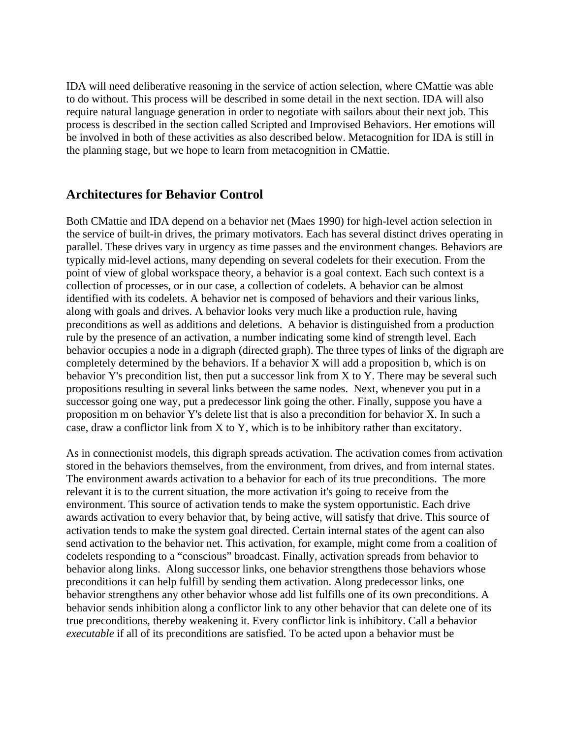IDA will need deliberative reasoning in the service of action selection, where CMattie was able to do without. This process will be described in some detail in the next section. IDA will also require natural language generation in order to negotiate with sailors about their next job. This process is described in the section called Scripted and Improvised Behaviors. Her emotions will be involved in both of these activities as also described below. Metacognition for IDA is still in the planning stage, but we hope to learn from metacognition in CMattie.

## Architectures for Behavior Control

Both CMattie and IDA depend on a behavior net (Maes 1990) for high-level action selection in the service of built-in drives, the primary motivators. Each has several distinct drives operating in parallel. These drives vary in urgency as time passes and the environment changes. Behaviors are typically mid-level actions, many depending on several codelets for their execution. From the point of view of global workspace theory, a behavior is a goal context. Each such context is a collection of processes, or in our case, a collection of codelets. A behavior can be almost identified with its codelets. A behavior net is composed of behaviors and their various links, along with goals and drives. A behavior looks very much like a production rule, having preconditions as well as additions and deletions. A behavior is distinguished from a production rule by the presence of an activation, a number indicating some kind of strength level. Each behavior occupies a node in a digraph (directed graph). The three types of links of the digraph are completely determined by the behaviors. If a behavior X will add a proposition b, which is on behavior Y's precondition list, then put a successor link from X to Y. There may be several such propositions resulting in several links between the same nodes. Next, whenever you put in a successor going one way, put a predecessor link going the other. Finally, suppose you have a proposition m on behavior Y's delete list that is also a precondition for behavior X. In such a case, draw a conflictor link from X to Y, which is to be inhibitory rather than excitatory.

As in connectionist models, this digraph spreads activation. The activation comes from activation stored in the behaviors themselves, from the environment, from drives, and from internal states. The environment awards activation to a behavior for each of its true preconditions. The more relevant it is to the current situation, the more activation it's going to receive from the environment. This source of activation tends to make the system opportunistic. Each drive awards activation to every behavior that, by being active, will satisfy that drive. This source of activation tends to make the system goal directed. Certain internal states of the agent can also send activation to the behavior net. This activation, for example, might come from a coalition of codelets responding to a "conscious" broadcast. Finally, activation spreads from behavior to behavior along links. Along successor links, one behavior strengthens those behaviors whose preconditions it can help fulfill by sending them activation. Along predecessor links, one behavior strengthens any other behavior whose add list fulfills one of its own preconditions. A behavior sends inhibition along a conflictor link to any other behavior that can delete one of its true preconditions, thereby weakening it. Every conflictor link is inhibitory. Call a behavior *executable* if all of its preconditions are satisfied. To be acted upon a behavior must be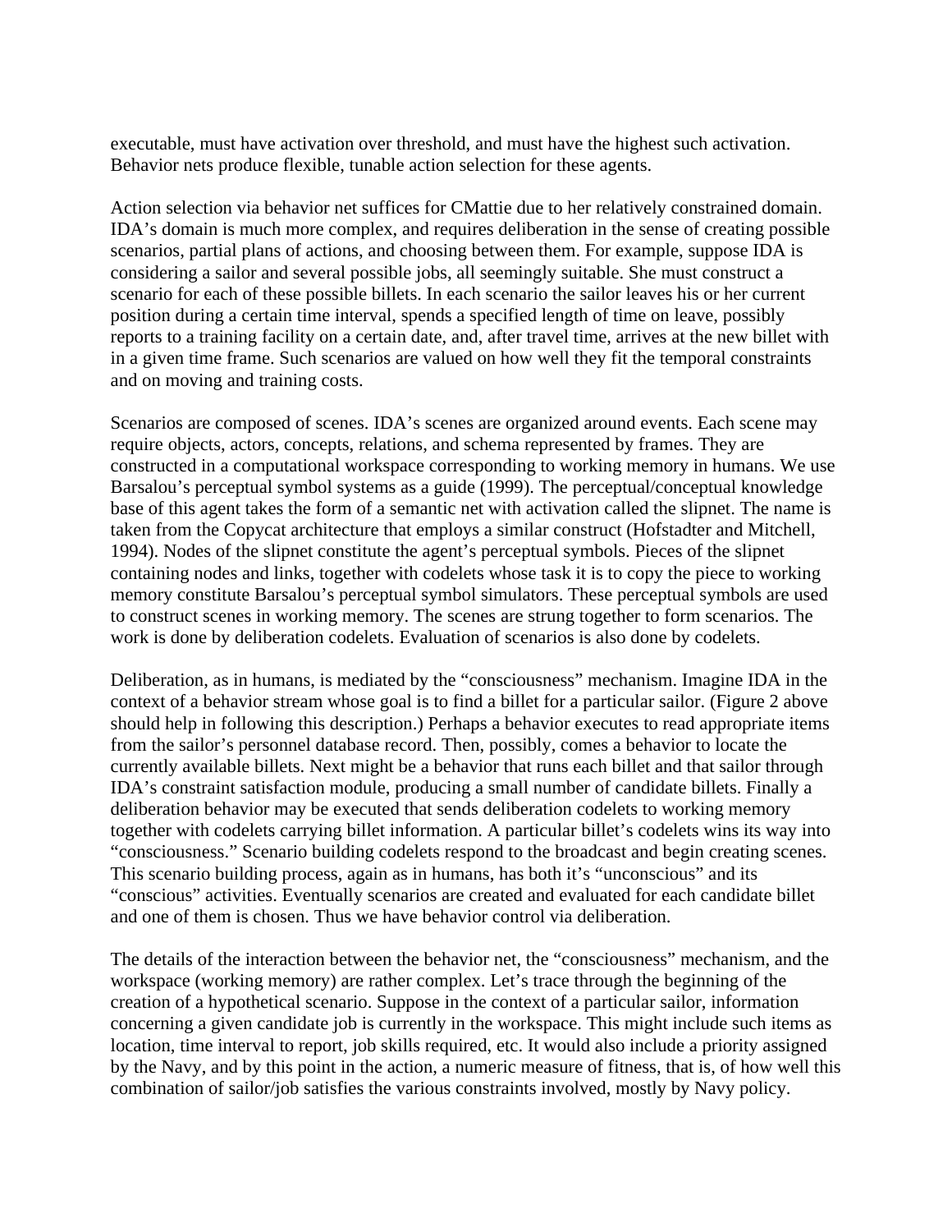executable, must have activation over threshold, and must have the highest such activation. Behavior nets produce flexible, tunable action selection for these agents.

Action selection via behavior net suffices for CMattie due to her relatively constrained domain. IDA's domain is much more complex, and requires deliberation in the sense of creating possible scenarios, partial plans of actions, and choosing between them. For example, suppose IDA is considering a sailor and several possible jobs, all seemingly suitable. She must construct a scenario for each of these possible billets. In each scenario the sailor leaves his or her current position during a certain time interval, spends a specified length of time on leave, possibly reports to a training facility on a certain date, and, after travel time, arrives at the new billet with in a given time frame. Such scenarios are valued on how well they fit the temporal constraints and on moving and training costs.

Scenarios are composed of scenes. IDA's scenes are organized around events. Each scene may require objects, actors, concepts, relations, and schema represented by frames. They are constructed in a computational workspace corresponding to working memory in humans. We use Barsalou's perceptual symbol systems as a guide (1999). The perceptual/conceptual knowledge base of this agent takes the form of a semantic net with activation called the slipnet. The name is taken from the Copycat architecture that employs a similar construct (Hofstadter and Mitchell, 1994). Nodes of the slipnet constitute the agent's perceptual symbols. Pieces of the slipnet containing nodes and links, together with codelets whose task it is to copy the piece to working memory constitute Barsalou's perceptual symbol simulators. These perceptual symbols are used to construct scenes in working memory. The scenes are strung together to form scenarios. The work is done by deliberation codelets. Evaluation of scenarios is also done by codelets.

Deliberation, as in humans, is mediated by the "consciousness" mechanism. Imagine IDA in the context of a behavior stream whose goal is to find a billet for a particular sailor. (Figure 2 above should help in following this description.) Perhaps a behavior executes to read appropriate items from the sailor's personnel database record. Then, possibly, comes a behavior to locate the currently available billets. Next might be a behavior that runs each billet and that sailor through IDA's constraint satisfaction module, producing a small number of candidate billets. Finally a deliberation behavior may be executed that sends deliberation codelets to working memory together with codelets carrying billet information. A particular billet's codelets wins its way into "consciousness." Scenario building codelets respond to the broadcast and begin creating scenes. This scenario building process, again as in humans, has both it's "unconscious" and its "conscious" activities. Eventually scenarios are created and evaluated for each candidate billet and one of them is chosen. Thus we have behavior control via deliberation.

The details of the interaction between the behavior net, the "consciousness" mechanism, and the workspace (working memory) are rather complex. Let's trace through the beginning of the creation of a hypothetical scenario. Suppose in the context of a particular sailor, information concerning a given candidate job is currently in the workspace. This might include such items as location, time interval to report, job skills required, etc. It would also include a priority assigned by the Navy, and by this point in the action, a numeric measure of fitness, that is, of how well this combination of sailor/job satisfies the various constraints involved, mostly by Navy policy.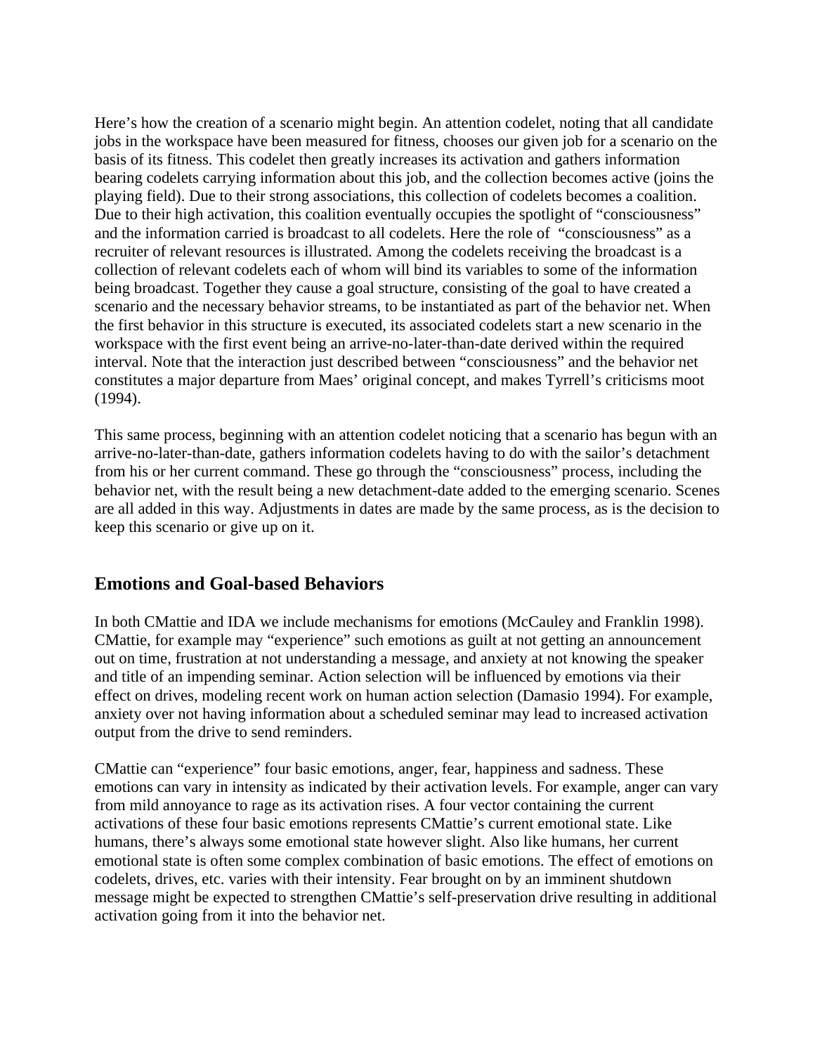Here's how the creation of a scenario might begin. An attention codelet, noting that all candidate jobs in the workspace have been measured for fitness, chooses our given job for a scenario on the basis of its fitness. This codelet then greatly increases its activation and gathers information bearing codelets carrying information about this job, and the collection becomes active (joins the playing field). Due to their strong associations, this collection of codelets becomes a coalition. Due to their high activation, this coalition eventually occupies the spotlight of "consciousness" and the information carried is broadcast to all codelets. Here the role of "consciousness" as a recruiter of relevant resources is illustrated. Among the codelets receiving the broadcast is a collection of relevant codelets each of whom will bind its variables to some of the information being broadcast. Together they cause a goal structure, consisting of the goal to have created a scenario and the necessary behavior streams, to be instantiated as part of the behavior net. When the first behavior in this structure is executed, its associated codelets start a new scenario in the workspace with the first event being an arrive-no-later-than-date derived within the required interval. Note that the interaction just described between "consciousness" and the behavior net constitutes a major departure from Maes' original concept, and makes Tyrrell's criticisms moot (1994).

This same process, beginning with an attention codelet noticing that a scenario has begun with an arrive-no-later-than-date, gathers information codelets having to do with the sailor's detachment from his or her current command. These go through the "consciousness" process, including the behavior net, with the result being a new detachment-date added to the emerging scenario. Scenes are all added in this way. Adjustments in dates are made by the same process, as is the decision to keep this scenario or give up on it.

## Emotions and Goal-based Behaviors

In both CMattie and IDA we include mechanisms for emotions (McCauley and Franklin 1998). CMattie, for example may "experience" such emotions as guilt at not getting an announcement out on time, frustration at not understanding a message, and anxiety at not knowing the speaker and title of an impending seminar. Action selection will be influenced by emotions via their effect on drives, modeling recent work on human action selection (Damasio 1994). For example, anxiety over not having information about a scheduled seminar may lead to increased activation output from the drive to send reminders.

CMattie can "experience" four basic emotions, anger, fear, happiness and sadness. These emotions can vary in intensity as indicated by their activation levels. For example, anger can vary from mild annoyance to rage as its activation rises. A four vector containing the current activations of these four basic emotions represents CMattie's current emotional state. Like humans, there's always some emotional state however slight. Also like humans, her current emotional state is often some complex combination of basic emotions. The effect of emotions on codelets, drives, etc. varies with their intensity. Fear brought on by an imminent shutdown message might be expected to strengthen CMattie's self-preservation drive resulting in additional activation going from it into the behavior net.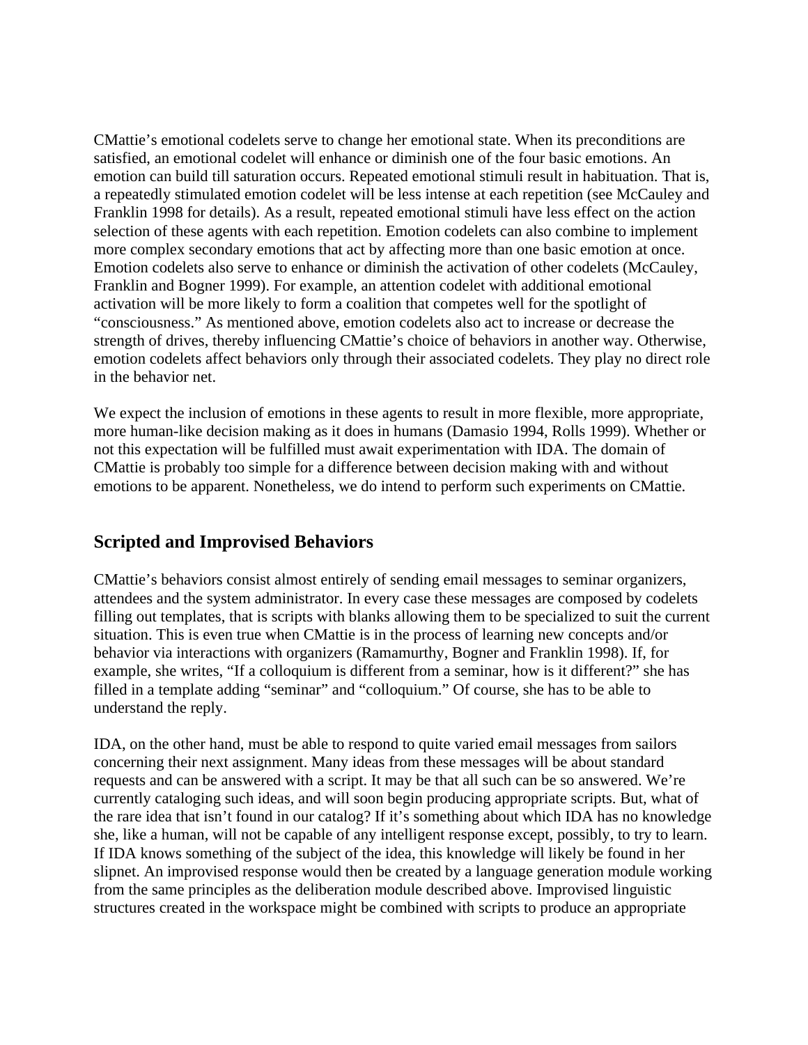CMattie's emotional codelets serve to change her emotional state. When its preconditions are satisfied, an emotional codelet will enhance or diminish one of the four basic emotions. An emotion can build till saturation occurs. Repeated emotional stimuli result in habituation. That is, a repeatedly stimulated emotion codelet will be less intense at each repetition (see McCauley and Franklin 1998 for details). As a result, repeated emotional stimuli have less effect on the action selection of these agents with each repetition. Emotion codelets can also combine to implement more complex secondary emotions that act by affecting more than one basic emotion at once. Emotion codelets also serve to enhance or diminish the activation of other codelets (McCauley, Franklin and Bogner 1999). For example, an attention codelet with additional emotional activation will be more likely to form a coalition that competes well for the spotlight of "consciousness." As mentioned above, emotion codelets also act to increase or decrease the strength of drives, thereby influencing CMattie's choice of behaviors in another way. Otherwise, emotion codelets affect behaviors only through their associated codelets. They play no direct role in the behavior net.

We expect the inclusion of emotions in these agents to result in more flexible, more appropriate, more human-like decision making as it does in humans (Damasio 1994, Rolls 1999). Whether or not this expectation will be fulfilled must await experimentation with IDA. The domain of CMattie is probably too simple for a difference between decision making with and without emotions to be apparent. Nonetheless, we do intend to perform such experiments on CMattie.

## Scripted and Improvised Behaviors

CMattie's behaviors consist almost entirely of sending email messages to seminar organizers, attendees and the system administrator. In every case these messages are composed by codelets filling out templates, that is scripts with blanks allowing them to be specialized to suit the current situation. This is even true when CMattie is in the process of learning new concepts and/or behavior via interactions with organizers (Ramamurthy, Bogner and Franklin 1998). If, for example, she writes, "If a colloquium is different from a seminar, how is it different?" she has filled in a template adding "seminar" and "colloquium." Of course, she has to be able to understand the reply.

IDA, on the other hand, must be able to respond to quite varied email messages from sailors concerning their next assignment. Many ideas from these messages will be about standard requests and can be answered with a script. It may be that all such can be so answered. We're currently cataloging such ideas, and will soon begin producing appropriate scripts. But, what of the rare idea that isn't found in our catalog? If it's something about which IDA has no knowledge she, like a human, will not be capable of any intelligent response except, possibly, to try to learn. If IDA knows something of the subject of the idea, this knowledge will likely be found in her slipnet. An improvised response would then be created by a language generation module working from the same principles as the deliberation module described above. Improvised linguistic structures created in the workspace might be combined with scripts to produce an appropriate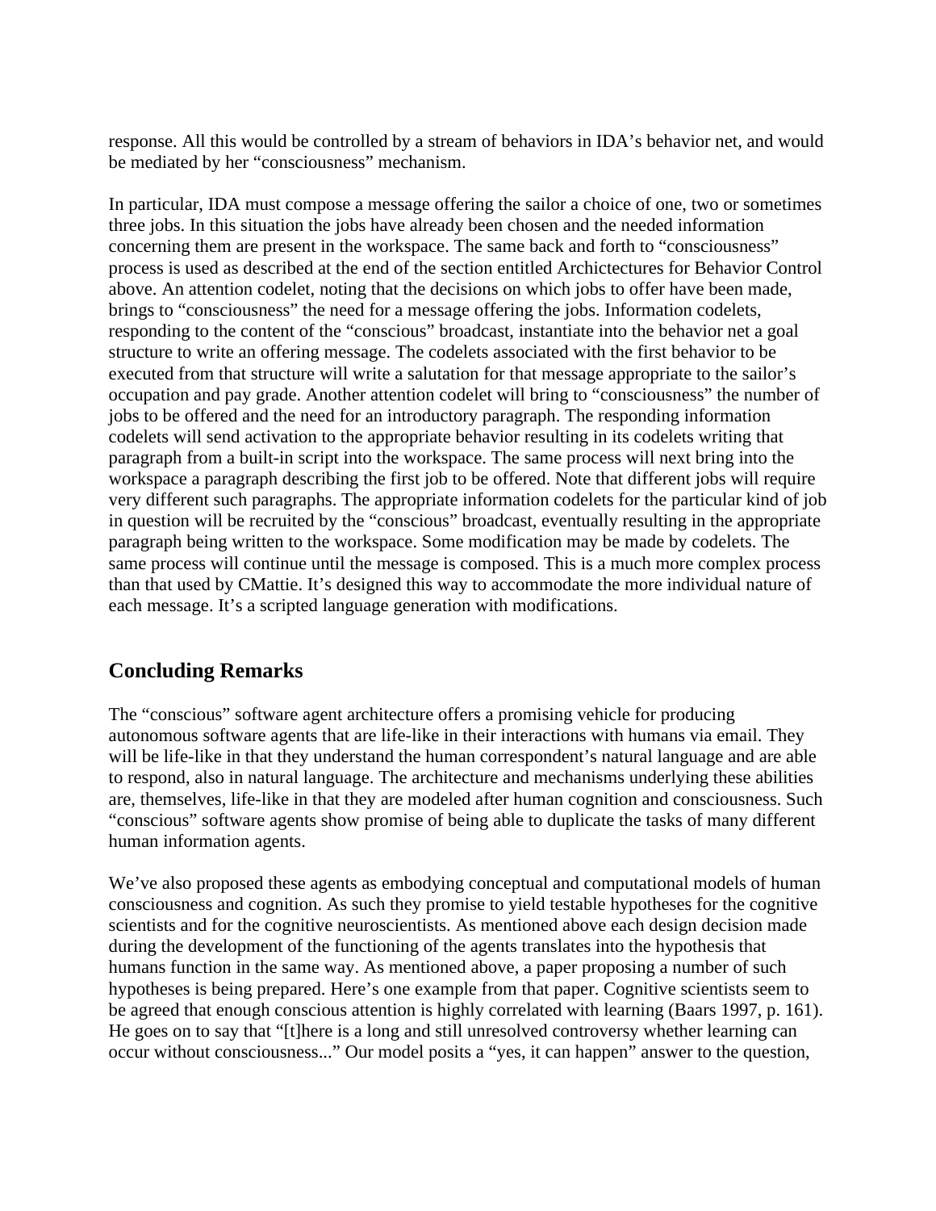response. All this would be controlled by a stream of behaviors in IDA's behavior net, and would be mediated by her "consciousness" mechanism.

In particular, IDA must compose a message offering the sailor a choice of one, two or sometimes three jobs. In this situation the jobs have already been chosen and the needed information concerning them are present in the workspace. The same back and forth to "consciousness" process is used as described at the end of the section entitled Archictectures for Behavior Control above. An attention codelet, noting that the decisions on which jobs to offer have been made, brings to "consciousness" the need for a message offering the jobs. Information codelets, responding to the content of the "conscious" broadcast, instantiate into the behavior net a goal structure to write an offering message. The codelets associated with the first behavior to be executed from that structure will write a salutation for that message appropriate to the sailor's occupation and pay grade. Another attention codelet will bring to "consciousness" the number of jobs to be offered and the need for an introductory paragraph. The responding information codelets will send activation to the appropriate behavior resulting in its codelets writing that paragraph from a built-in script into the workspace. The same process will next bring into the workspace a paragraph describing the first job to be offered. Note that different jobs will require very different such paragraphs. The appropriate information codelets for the particular kind of job in question will be recruited by the "conscious" broadcast, eventually resulting in the appropriate paragraph being written to the workspace. Some modification may be made by codelets. The same process will continue until the message is composed. This is a much more complex process than that used by CMattie. It's designed this way to accommodate the more individual nature of each message. It's a scripted language generation with modifications.

## Concluding Remarks

The "conscious" software agent architecture offers a promising vehicle for producing autonomous software agents that are life-like in their interactions with humans via email. They will be life-like in that they understand the human correspondent's natural language and are able to respond, also in natural language. The architecture and mechanisms underlying these abilities are, themselves, life-like in that they are modeled after human cognition and consciousness. Such "conscious" software agents show promise of being able to duplicate the tasks of many different human information agents.

We've also proposed these agents as embodying conceptual and computational models of human consciousness and cognition. As such they promise to yield testable hypotheses for the cognitive scientists and for the cognitive neuroscientists. As mentioned above each design decision made during the development of the functioning of the agents translates into the hypothesis that humans function in the same way. As mentioned above, a paper proposing a number of such hypotheses is being prepared. Here's one example from that paper. Cognitive scientists seem to be agreed that enough conscious attention is highly correlated with learning (Baars 1997, p. 161). He goes on to say that "[t]here is a long and still unresolved controversy whether learning can occur without consciousness..." Our model posits a "yes, it can happen" answer to the question,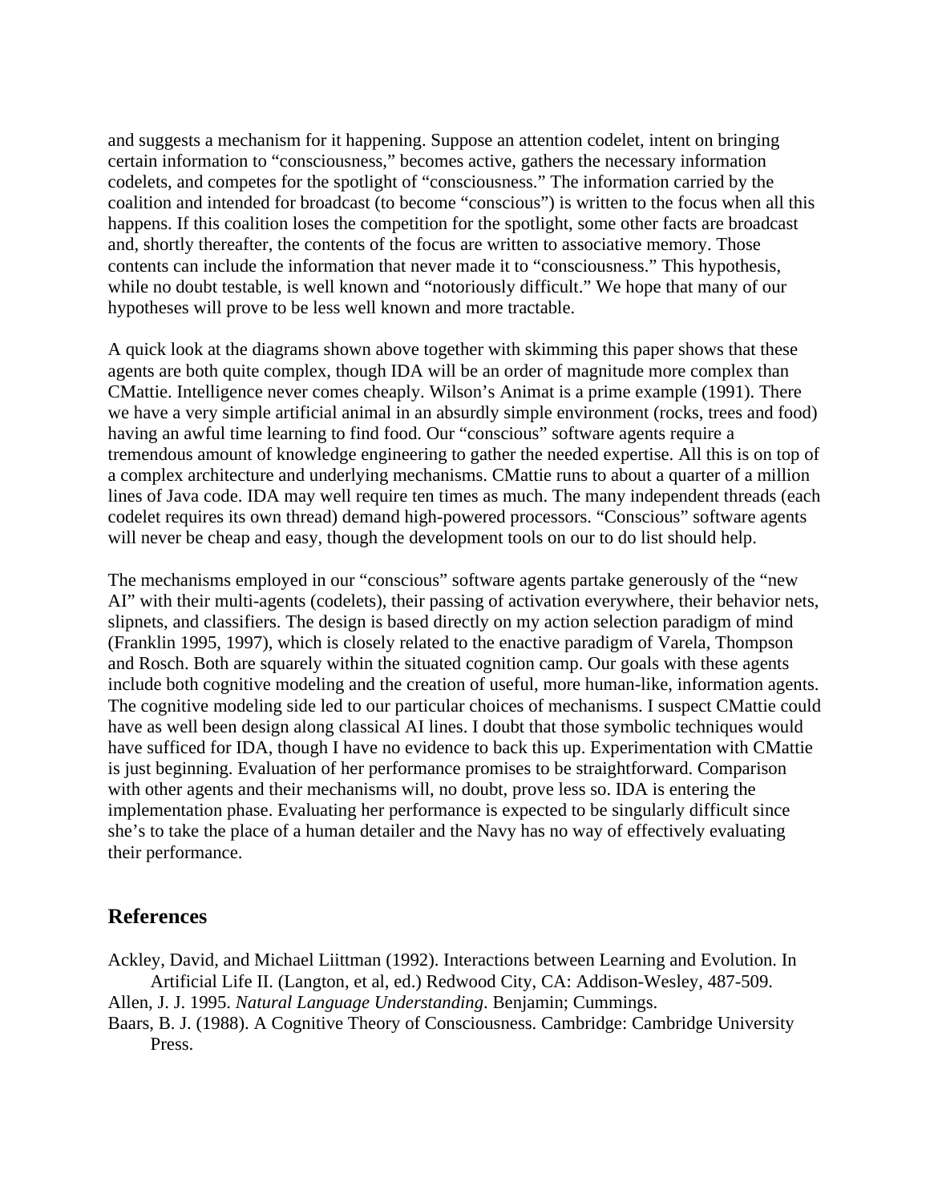and suggests a mechanism for it happening. Suppose an attention codelet, intent on bringing certain information to "consciousness," becomes active, gathers the necessary information codelets, and competes for the spotlight of "consciousness." The information carried by the coalition and intended for broadcast (to become "conscious") is written to the focus when all this happens. If this coalition loses the competition for the spotlight, some other facts are broadcast and, shortly thereafter, the contents of the focus are written to associative memory. Those contents can include the information that never made it to "consciousness." This hypothesis, while no doubt testable, is well known and "notoriously difficult." We hope that many of our hypotheses will prove to be less well known and more tractable.

A quick look at the diagrams shown above together with skimming this paper shows that these agents are both quite complex, though IDA will be an order of magnitude more complex than CMattie. Intelligence never comes cheaply. Wilson's Animat is a prime example (1991). There we have a very simple artificial animal in an absurdly simple environment (rocks, trees and food) having an awful time learning to find food. Our "conscious" software agents require a tremendous amount of knowledge engineering to gather the needed expertise. All this is on top of a complex architecture and underlying mechanisms. CMattie runs to about a quarter of a million lines of Java code. IDA may well require ten times as much. The many independent threads (each codelet requires its own thread) demand high-powered processors. "Conscious" software agents will never be cheap and easy, though the development tools on our to do list should help.

The mechanisms employed in our "conscious" software agents partake generously of the "new AI" with their multi-agents (codelets), their passing of activation everywhere, their behavior nets, slipnets, and classifiers. The design is based directly on my action selection paradigm of mind (Franklin 1995, 1997), which is closely related to the enactive paradigm of Varela, Thompson and Rosch. Both are squarely within the situated cognition camp. Our goals with these agents include both cognitive modeling and the creation of useful, more human-like, information agents. The cognitive modeling side led to our particular choices of mechanisms. I suspect CMattie could have as well been design along classical AI lines. I doubt that those symbolic techniques would have sufficed for IDA, though I have no evidence to back this up. Experimentation with CMattie is just beginning. Evaluation of her performance promises to be straightforward. Comparison with other agents and their mechanisms will, no doubt, prove less so. IDA is entering the implementation phase. Evaluating her performance is expected to be singularly difficult since she's to take the place of a human detailer and the Navy has no way of effectively evaluating their performance.

## References

Ackley, David, and Michael Liittman (1992). Interactions between Learning and Evolution. In Artificial Life II. (Langton, et al, ed.) Redwood City, CA: Addison-Wesley, 487-509.

Allen, J. J. 1995. *Natural Language Understanding*. Benjamin; Cummings.

Baars, B. J. (1988). A Cognitive Theory of Consciousness. Cambridge: Cambridge University Press.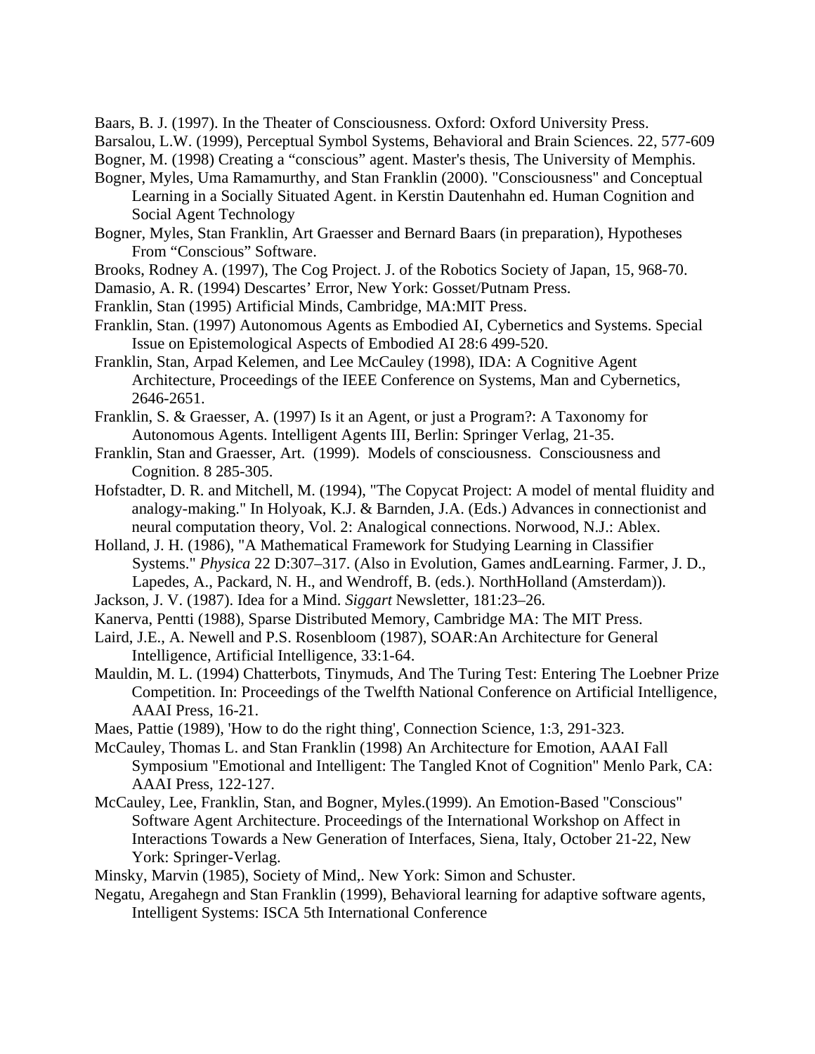Baars, B. J. (1997). In the Theater of Consciousness. Oxford: Oxford University Press.

Barsalou, L.W. (1999), Perceptual Symbol Systems, Behavioral and Brain Sciences. 22, 577-609

Bogner, M. (1998) Creating a "conscious" agent. Master's thesis, The University of Memphis.

Bogner, Myles, Uma Ramamurthy, and Stan Franklin (2000). "Consciousness" and Conceptual Learning in a Socially Situated Agent. in Kerstin Dautenhahn ed. Human Cognition and Social Agent Technology

Bogner, Myles, Stan Franklin, Art Graesser and Bernard Baars (in preparation), Hypotheses From "Conscious" Software.

Brooks, Rodney A. (1997), The Cog Project. J. of the Robotics Society of Japan, 15, 968-70.

Damasio, A. R. (1994) Descartes' Error, New York: Gosset/Putnam Press.

Franklin, Stan (1995) Artificial Minds, Cambridge, MA:MIT Press.

Franklin, Stan. (1997) Autonomous Agents as Embodied AI, Cybernetics and Systems. Special Issue on Epistemological Aspects of Embodied AI 28:6 499-520.

Franklin, Stan, Arpad Kelemen, and Lee McCauley (1998), IDA: A Cognitive Agent Architecture, Proceedings of the IEEE Conference on Systems, Man and Cybernetics, 2646-2651.

Franklin, S. & Graesser, A. (1997) Is it an Agent, or just a Program?: A Taxonomy for Autonomous Agents. Intelligent Agents III, Berlin: Springer Verlag, 21-35.

Franklin, Stan and Graesser, Art. (1999). Models of consciousness. Consciousness and Cognition. 8 285-305.

Hofstadter, D. R. and Mitchell, M. (1994), "The Copycat Project: A model of mental fluidity and analogy-making." In Holyoak, K.J. & Barnden, J.A. (Eds.) Advances in connectionist and neural computation theory, Vol. 2: Analogical connections. Norwood, N.J.: Ablex.

Holland, J. H. (1986), "A Mathematical Framework for Studying Learning in Classifier Systems." *Physica* 22 D:307–317. (Also in Evolution, Games andLearning. Farmer, J. D., Lapedes, A., Packard, N. H., and Wendroff, B. (eds.). NorthHolland (Amsterdam)).

Jackson, J. V. (1987). Idea for a Mind. *Siggart* Newsletter, 181:23–26.

Kanerva, Pentti (1988), Sparse Distributed Memory, Cambridge MA: The MIT Press.

Laird, J.E., A. Newell and P.S. Rosenbloom (1987), SOAR:An Architecture for General Intelligence, Artificial Intelligence, 33:1-64.

Mauldin, M. L. (1994) Chatterbots, Tinymuds, And The Turing Test: Entering The Loebner Prize Competition. In: Proceedings of the Twelfth National Conference on Artificial Intelligence, AAAI Press, 16-21.

Maes, Pattie (1989), 'How to do the right thing', Connection Science, 1:3, 291-323.

McCauley, Thomas L. and Stan Franklin (1998) An Architecture for Emotion, AAAI Fall Symposium "Emotional and Intelligent: The Tangled Knot of Cognition" Menlo Park, CA: AAAI Press, 122-127.

McCauley, Lee, Franklin, Stan, and Bogner, Myles.(1999). An Emotion-Based "Conscious" Software Agent Architecture. Proceedings of the International Workshop on Affect in Interactions Towards a New Generation of Interfaces, Siena, Italy, October 21-22, New York: Springer-Verlag.

Minsky, Marvin (1985), Society of Mind,. New York: Simon and Schuster.

Negatu, Aregahegn and Stan Franklin (1999), Behavioral learning for adaptive software agents, Intelligent Systems: ISCA 5th International Conference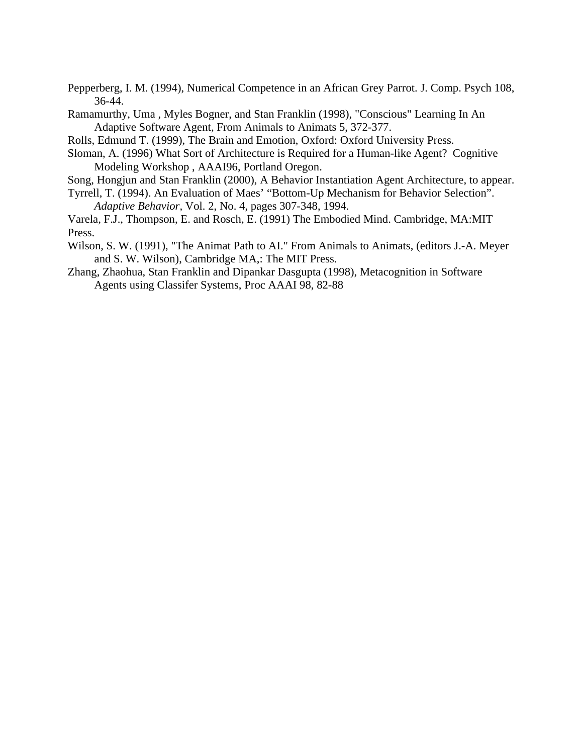Pepperberg, I. M. (1994), Numerical Competence in an African Grey Parrot. J. Comp. Psych 108, 36-44.

Ramamurthy, Uma , Myles Bogner, and Stan Franklin (1998), "Conscious" Learning In An Adaptive Software Agent, From Animals to Animats 5, 372-377.

Rolls, Edmund T. (1999), The Brain and Emotion, Oxford: Oxford University Press.

Sloman, A. (1996) What Sort of Architecture is Required for a Human-like Agent? Cognitive Modeling Workshop , AAAI96, Portland Oregon.

Song, Hongjun and Stan Franklin (2000), A Behavior Instantiation Agent Architecture, to appear.

Tyrrell, T. (1994). An Evaluation of Maes' "Bottom-Up Mechanism for Behavior Selection". *Adaptive Behavior*, Vol. 2, No. 4, pages 307-348, 1994.

Varela, F.J., Thompson, E. and Rosch, E. (1991) The Embodied Mind. Cambridge, MA:MIT Press.

Wilson, S. W. (1991), "The Animat Path to AI." From Animals to Animats, (editors J.-A. Meyer and S. W. Wilson), Cambridge MA,: The MIT Press.

Zhang, Zhaohua, Stan Franklin and Dipankar Dasgupta (1998), Metacognition in Software Agents using Classifer Systems, Proc AAAI 98, 82-88